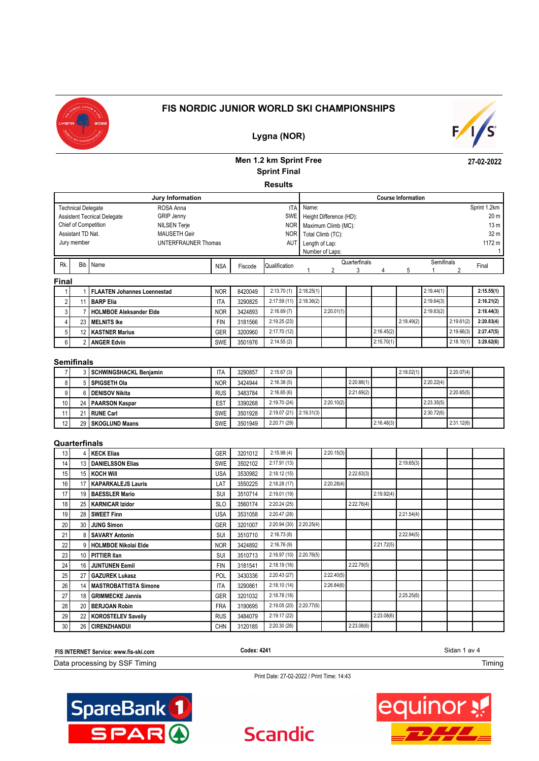# FIS NORDIC JUNIOR WORLD SKI CHAMPIONSHIPS

## Lygna (NOR)

### Men 1.2 km Sprint Free

### Sprint Final

### Results

27-02-2022

| Jury Information | | |
|---|---|---|
| Technical Delegate | ROSA Anna | ITA |
| Assistent Tecnical Delegate | GRIP Jenny | SWE |
| Chief of Competition | NILSEN Terje | NOR |
| Assistant TD Nat. | MAUSETH Geir | NOR |
| Jury member | UNTERFRAUNER Thomas | AUT |

| Course Information | |
|---|---|
| Name: | Sprint 1.2km |
| Height Difference (HD): | 20 m |
| Maximum Climb (MC): | 13 m |
| Total Climb (TC): | 32 m |
| Length of Lap: | 1172 m |
| Number of Laps: | 1 |

## Final

| Rk. | Bib | Name | NSA | Fiscode | Qualification | Quarterfinals 1 | Quarterfinals 2 | Quarterfinals 3 | Quarterfinals 4 | Quarterfinals 5 | Semifinals 1 | Semifinals 2 | Final |
|---|---|---|---|---|---|---|---|---|---|---|---|---|---|
| 1 | 1 | **FLAATEN Johannes Loennestad** | NOR | 8420049 | 2:13.70 (1) | 2:18.25(1) | | | | | 2:19.44(1) | | **2:15.55(1)** |
| 2 | 11 | **BARP Elia** | ITA | 3290825 | 2:17.59 (11) | 2:18.36(2) | | | | | 2:19.64(3) | | **2:16.21(2)** |
| 3 | 7 | **HOLMBOE Aleksander Elde** | NOR | 3424893 | 2:16.69 (7) | | 2:20.01(1) | | | | 2:19.63(2) | | **2:18.44(3)** |
| 4 | 23 | **MELNITS Ike** | FIN | 3181566 | 2:19.25 (23) | | | | | 2:18.49(2) | | 2:19.61(2) | **2:20.83(4)** |
| 5 | 12 | **KASTNER Marius** | GER | 3200960 | 2:17.70 (12) | | | | 2:16.45(2) | | | 2:19.66(3) | **2:27.47(5)** |
| 6 | 2 | **ANGER Edvin** | SWE | 3501976 | 2:14.55 (2) | | | | 2:15.70(1) | | | 2:18.10(1) | **3:29.62(6)** |

## Semifinals

| Rk. | Bib | Name | NSA | Fiscode | Qualification | Quarterfinals 1 | Quarterfinals 2 | Quarterfinals 3 | Quarterfinals 4 | Quarterfinals 5 | Semifinals 1 | Semifinals 2 | Final |
|---|---|---|---|---|---|---|---|---|---|---|---|---|---|
| 7 | 3 | **SCHWINGSHACKL Benjamin** | ITA | 3290857 | 2:15.67 (3) | | | | | 2:18.02(1) | | 2:20.07(4) | |
| 8 | 5 | **SPIGSETH Ola** | NOR | 3424944 | 2:16.38 (5) | | | 2:20.88(1) | | | 2:20.22(4) | | |
| 9 | 6 | **DENISOV Nikita** | RUS | 3483784 | 2:16.65 (6) | | | 2:21.69(2) | | | | 2:20.65(5) | |
| 10 | 24 | **PAARSON Kaspar** | EST | 3390268 | 2:19.70 (24) | | 2:20.10(2) | | | | 2:23.35(5) | | |
| 11 | 21 | **RUNE Carl** | SWE | 3501928 | 2:19.07 (21) | 2:19.31(3) | | | | | 2:30.72(6) | | |
| 12 | 29 | **SKOGLUND Maans** | SWE | 3501949 | 2:20.71 (29) | | | | 2:16.48(3) | | | 2:31.12(6) | |

## Quarterfinals

| Rk. | Bib | Name | NSA | Fiscode | Qualification | Quarterfinals 1 | Quarterfinals 2 | Quarterfinals 3 | Quarterfinals 4 | Quarterfinals 5 | Semifinals 1 | Semifinals 2 | Final |
|---|---|---|---|---|---|---|---|---|---|---|---|---|---|
| 13 | 4 | **KECK Elias** | GER | 3201012 | 2:15.98 (4) | | 2:20.15(3) | | | | | | |
| 14 | 13 | **DANIELSSON Elias** | SWE | 3502102 | 2:17.91 (13) | | | | | 2:19.65(3) | | | |
| 15 | 15 | **KOCH Will** | USA | 3530982 | 2:18.12 (15) | | | 2:22.63(3) | | | | | |
| 16 | 17 | **KAPARKALEJS Lauris** | LAT | 3550225 | 2:18.28 (17) | | 2:20.28(4) | | | | | | |
| 17 | 19 | **BAESSLER Mario** | SUI | 3510714 | 2:19.01 (19) | | | | 2:19.92(4) | | | | |
| 18 | 25 | **KARNICAR Izidor** | SLO | 3560174 | 2:20.24 (25) | | | 2:22.76(4) | | | | | |
| 19 | 28 | **SWEET Finn** | USA | 3531058 | 2:20.47 (28) | | | | | 2:21.54(4) | | | |
| 20 | 30 | **JUNG Simon** | GER | 3201007 | 2:20.94 (30) | 2:20.25(4) | | | | | | | |
| 21 | 8 | **SAVARY Antonin** | SUI | 3510710 | 2:16.73 (8) | | | | | 2:22.94(5) | | | |
| 22 | 9 | **HOLMBOE Nikolai Elde** | NOR | 3424892 | 2:16.76 (9) | | | | 2:21.72(5) | | | | |
| 23 | 10 | **PITTIER Ilan** | SUI | 3510713 | 2:16.97 (10) | 2:20.76(5) | | | | | | | |
| 24 | 16 | **JUNTUNEN Eemil** | FIN | 3181541 | 2:18.19 (16) | | | 2:22.79(5) | | | | | |
| 25 | 27 | **GAZUREK Lukasz** | POL | 3430336 | 2:20.43 (27) | | 2:22.40(5) | | | | | | |
| 26 | 14 | **MASTROBATTISTA Simone** | ITA | 3290861 | 2:18.10 (14) | | 2:26.84(6) | | | | | | |
| 27 | 18 | **GRIMMECKE Jannis** | GER | 3201032 | 2:18.78 (18) | | | | | 2:25.25(6) | | | |
| 28 | 20 | **BERJOAN Robin** | FRA | 3190695 | 2:19.05 (20) | 2:20.77(6) | | | | | | | |
| 29 | 22 | **KOROSTELEV Saveliy** | RUS | 3484079 | 2:19.17 (22) | | | | 2:23.08(6) | | | | |
| 30 | 26 | **CIRENZHANDUI** | CHN | 3120185 | 2:20.30 (26) | | | 2:23.08(6) | | | | | |

FIS INTERNET Service: www.fis-ski.com | Codex: 4241

Data processing by SSF Timing | Timing

Print Date: 27-02-2022 / Print Time: 14:43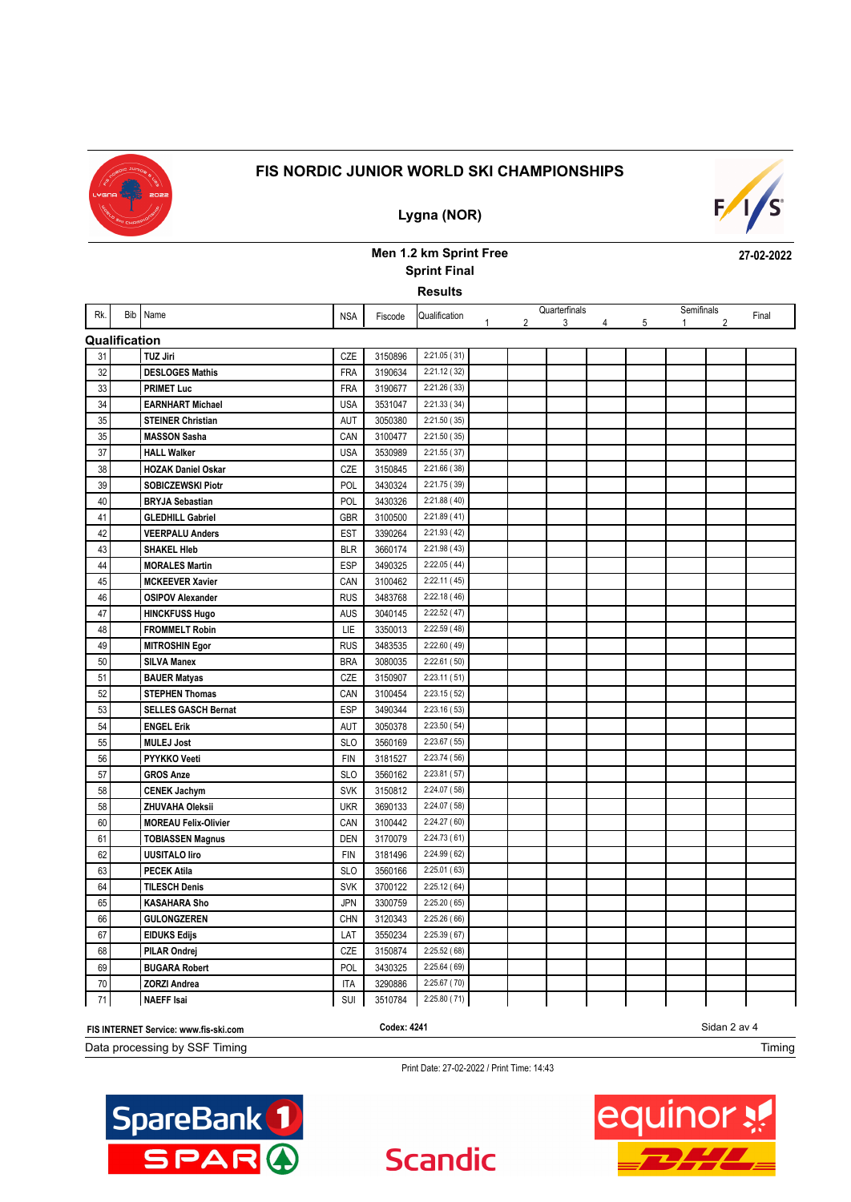# FIS NORDIC JUNIOR WORLD SKI CHAMPIONSHIPS

## Lygna (NOR)

### Men 1.2 km Sprint Free
### Sprint Final
### Results

27-02-2022

| Rk. | Bib | Name | NSA | Fiscode | Qualification | Quarterfinals 1 | 2 | 3 | 4 | 5 | Semifinals 1 | 2 | Final |
|---|---|---|---|---|---|---|---|---|---|---|---|---|---|
| **Qualification** | | | | | | | | | | | | | |
| 31 | | TUZ Jiri | CZE | 3150896 | 2:21.05 ( 31) | | | | | | | | |
| 32 | | DESLOGES Mathis | FRA | 3190634 | 2:21.12 ( 32) | | | | | | | | |
| 33 | | PRIMET Luc | FRA | 3190677 | 2:21.26 ( 33) | | | | | | | | |
| 34 | | EARNHART Michael | USA | 3531047 | 2:21.33 ( 34) | | | | | | | | |
| 35 | | STEINER Christian | AUT | 3050380 | 2:21.50 ( 35) | | | | | | | | |
| 35 | | MASSON Sasha | CAN | 3100477 | 2:21.50 ( 35) | | | | | | | | |
| 37 | | HALL Walker | USA | 3530989 | 2:21.55 ( 37) | | | | | | | | |
| 38 | | HOZAK Daniel Oskar | CZE | 3150845 | 2:21.66 ( 38) | | | | | | | | |
| 39 | | SOBICZEWSKI Piotr | POL | 3430324 | 2:21.75 ( 39) | | | | | | | | |
| 40 | | BRYJA Sebastian | POL | 3430326 | 2:21.88 ( 40) | | | | | | | | |
| 41 | | GLEDHILL Gabriel | GBR | 3100500 | 2:21.89 ( 41) | | | | | | | | |
| 42 | | VEERPALU Anders | EST | 3390264 | 2:21.93 ( 42) | | | | | | | | |
| 43 | | SHAKEL Hleb | BLR | 3660174 | 2:21.98 ( 43) | | | | | | | | |
| 44 | | MORALES Martin | ESP | 3490325 | 2:22.05 ( 44) | | | | | | | | |
| 45 | | MCKEEVER Xavier | CAN | 3100462 | 2:22.11 ( 45) | | | | | | | | |
| 46 | | OSIPOV Alexander | RUS | 3483768 | 2:22.18 ( 46) | | | | | | | | |
| 47 | | HINCKFUSS Hugo | AUS | 3040145 | 2:22.52 ( 47) | | | | | | | | |
| 48 | | FROMMELT Robin | LIE | 3350013 | 2:22.59 ( 48) | | | | | | | | |
| 49 | | MITROSHIN Egor | RUS | 3483535 | 2:22.60 ( 49) | | | | | | | | |
| 50 | | SILVA Manex | BRA | 3080035 | 2:22.61 ( 50) | | | | | | | | |
| 51 | | BAUER Matyas | CZE | 3150907 | 2:23.11 ( 51) | | | | | | | | |
| 52 | | STEPHEN Thomas | CAN | 3100454 | 2:23.15 ( 52) | | | | | | | | |
| 53 | | SELLES GASCH Bernat | ESP | 3490344 | 2:23.16 ( 53) | | | | | | | | |
| 54 | | ENGEL Erik | AUT | 3050378 | 2:23.50 ( 54) | | | | | | | | |
| 55 | | MULEJ Jost | SLO | 3560169 | 2:23.67 ( 55) | | | | | | | | |
| 56 | | PYYKKO Veeti | FIN | 3181527 | 2:23.74 ( 56) | | | | | | | | |
| 57 | | GROS Anze | SLO | 3560162 | 2:23.81 ( 57) | | | | | | | | |
| 58 | | CENEK Jachym | SVK | 3150812 | 2:24.07 ( 58) | | | | | | | | |
| 58 | | ZHUVAHA Oleksii | UKR | 3690133 | 2:24.07 ( 58) | | | | | | | | |
| 60 | | MOREAU Felix-Olivier | CAN | 3100442 | 2:24.27 ( 60) | | | | | | | | |
| 61 | | TOBIASSEN Magnus | DEN | 3170079 | 2:24.73 ( 61) | | | | | | | | |
| 62 | | UUSITALO Iiro | FIN | 3181496 | 2:24.99 ( 62) | | | | | | | | |
| 63 | | PECEK Atila | SLO | 3560166 | 2:25.01 ( 63) | | | | | | | | |
| 64 | | TILESCH Denis | SVK | 3700122 | 2:25.12 ( 64) | | | | | | | | |
| 65 | | KASAHARA Sho | JPN | 3300759 | 2:25.20 ( 65) | | | | | | | | |
| 66 | | GULONGZEREN | CHN | 3120343 | 2:25.26 ( 66) | | | | | | | | |
| 67 | | EIDUKS Edijs | LAT | 3550234 | 2:25.39 ( 67) | | | | | | | | |
| 68 | | PILAR Ondrej | CZE | 3150874 | 2:25.52 ( 68) | | | | | | | | |
| 69 | | BUGARA Robert | POL | 3430325 | 2:25.64 ( 69) | | | | | | | | |
| 70 | | ZORZI Andrea | ITA | 3290886 | 2:25.67 ( 70) | | | | | | | | |
| 71 | | NAEFF Isai | SUI | 3510784 | 2:25.80 ( 71) | | | | | | | | |

FIS INTERNET Service: www.fis-ski.com

Codex: 4241

Data processing by SSF Timing

Print Date: 27-02-2022 / Print Time: 14:43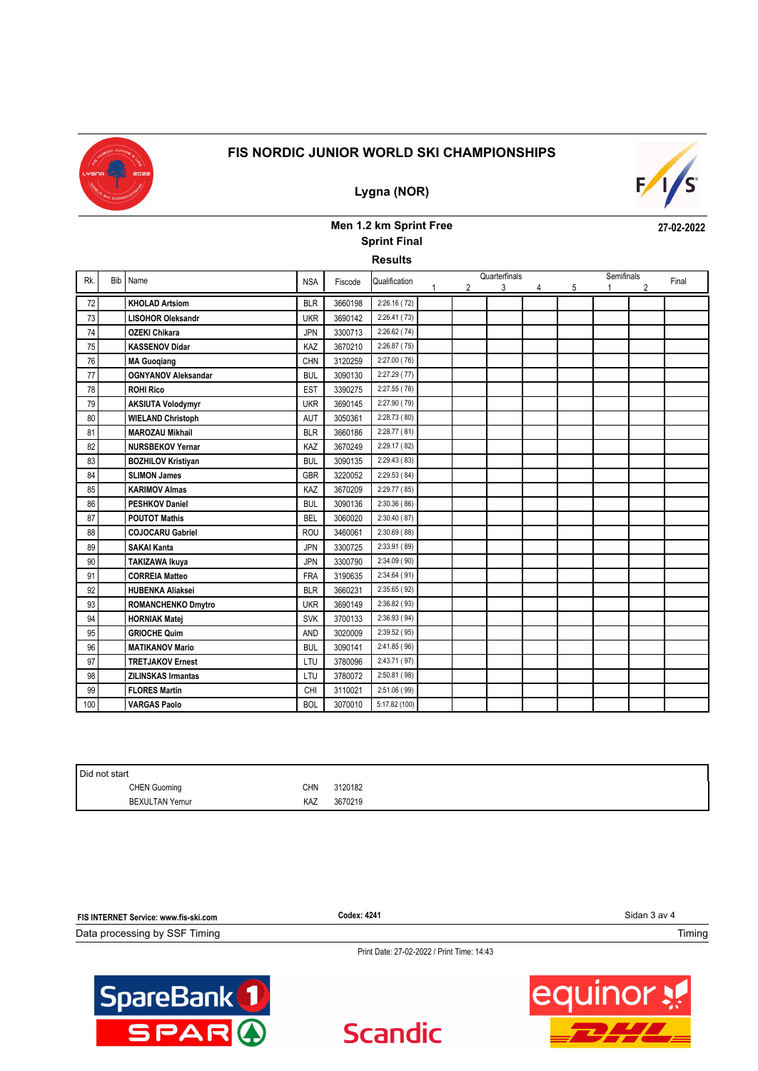# FIS NORDIC JUNIOR WORLD SKI CHAMPIONSHIPS

## Lygna (NOR)

### Men 1.2 km Sprint Free
### Sprint Final
### Results

27-02-2022

| Rk. | Bib | Name | NSA | Fiscode | Qualification | Quarterfinals | | | | | Semifinals | | Final |
|---|---|---|---|---|---|---|---|---|---|---|---|---|---|
| | | | | | | 1 | 2 | 3 | 4 | 5 | 1 | 2 | |
| 72 | | **KHOLAD Artsiom** | BLR | 3660198 | 2:26.16 ( 72) | | | | | | | | |
| 73 | | **LISOHOR Oleksandr** | UKR | 3690142 | 2:26.41 ( 73) | | | | | | | | |
| 74 | | **OZEKI Chikara** | JPN | 3300713 | 2:26.62 ( 74) | | | | | | | | |
| 75 | | **KASSENOV Didar** | KAZ | 3670210 | 2:26.87 ( 75) | | | | | | | | |
| 76 | | **MA Guoqiang** | CHN | 3120259 | 2:27.00 ( 76) | | | | | | | | |
| 77 | | **OGNYANOV Aleksandar** | BUL | 3090130 | 2:27.29 ( 77) | | | | | | | | |
| 78 | | **ROHI Rico** | EST | 3390275 | 2:27.55 ( 78) | | | | | | | | |
| 79 | | **AKSIUTA Volodymyr** | UKR | 3690145 | 2:27.90 ( 79) | | | | | | | | |
| 80 | | **WIELAND Christoph** | AUT | 3050361 | 2:28.73 ( 80) | | | | | | | | |
| 81 | | **MAROZAU Mikhail** | BLR | 3660186 | 2:28.77 ( 81) | | | | | | | | |
| 82 | | **NURSBEKOV Yernar** | KAZ | 3670249 | 2:29.17 ( 82) | | | | | | | | |
| 83 | | **BOZHILOV Kristiyan** | BUL | 3090135 | 2:29.43 ( 83) | | | | | | | | |
| 84 | | **SLIMON James** | GBR | 3220052 | 2:29.53 ( 84) | | | | | | | | |
| 85 | | **KARIMOV Almas** | KAZ | 3670209 | 2:29.77 ( 85) | | | | | | | | |
| 86 | | **PESHKOV Daniel** | BUL | 3090136 | 2:30.36 ( 86) | | | | | | | | |
| 87 | | **POUTOT Mathis** | BEL | 3060020 | 2:30.40 ( 87) | | | | | | | | |
| 88 | | **COJOCARU Gabriel** | ROU | 3460061 | 2:30.69 ( 88) | | | | | | | | |
| 89 | | **SAKAI Kanta** | JPN | 3300725 | 2:33.91 ( 89) | | | | | | | | |
| 90 | | **TAKIZAWA Ikuya** | JPN | 3300790 | 2:34.09 ( 90) | | | | | | | | |
| 91 | | **CORREIA Matteo** | FRA | 3190635 | 2:34.64 ( 91) | | | | | | | | |
| 92 | | **HUBENKA Aliaksei** | BLR | 3660231 | 2:35.65 ( 92) | | | | | | | | |
| 93 | | **ROMANCHENKO Dmytro** | UKR | 3690149 | 2:36.82 ( 93) | | | | | | | | |
| 94 | | **HORNIAK Matej** | SVK | 3700133 | 2:36.93 ( 94) | | | | | | | | |
| 95 | | **GRIOCHE Quim** | AND | 3020009 | 2:39.52 ( 95) | | | | | | | | |
| 96 | | **MATIKANOV Mario** | BUL | 3090141 | 2:41.85 ( 96) | | | | | | | | |
| 97 | | **TRETJAKOV Ernest** | LTU | 3780096 | 2:43.71 ( 97) | | | | | | | | |
| 98 | | **ZILINSKAS Irmantas** | LTU | 3780072 | 2:50.81 ( 98) | | | | | | | | |
| 99 | | **FLORES Martin** | CHI | 3110021 | 2:51.06 ( 99) | | | | | | | | |
| 100 | | **VARGAS Paolo** | BOL | 3070010 | 5:17.82 (100) | | | | | | | | |

| Did not start | | |
|---|---|---|
| CHEN Guoming | CHN | 3120182 |
| BEXULTAN Yernur | KAZ | 3670219 |

FIS INTERNET Service: www.fis-ski.com

Codex: 4241

Data processing by SSF Timing

Print Date: 27-02-2022 / Print Time: 14:43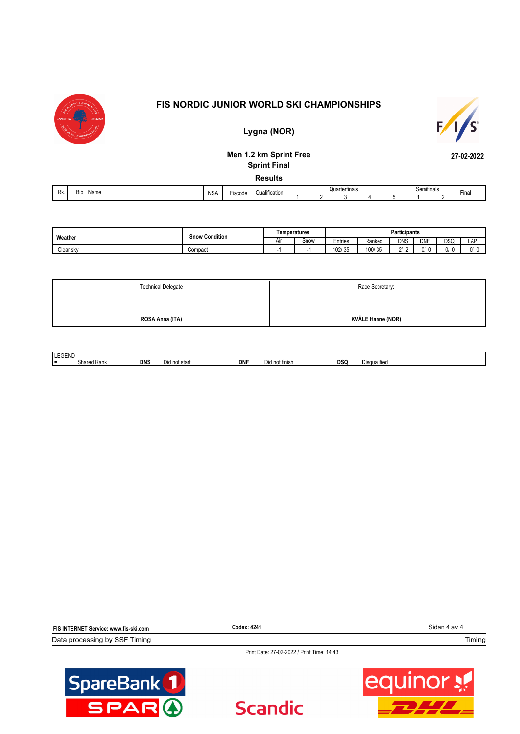# FIS NORDIC JUNIOR WORLD SKI CHAMPIONSHIPS

## Lygna (NOR)

**Men 1.2 km Sprint Free**

**Sprint Final**

**27-02-2022**

**Results**

| Rk. | Bib | Name | NSA | Fiscode | Qualification | Quarterfinals 1 | 2 | 3 | 4 | 5 | Semifinals 1 | 2 | Final |
|---|---|---|---|---|---|---|---|---|---|---|---|---|---|

| Weather | Snow Condition | Temperatures Air | Snow | Participants Entries | Ranked | DNS | DNF | DSQ | LAP |
|---|---|---|---|---|---|---|---|---|---|
| Clear sky | Compact | -1 | -1 | 102/ 35 | 100/ 35 | 2/ 2 | 0/ 0 | 0/ 0 | 0/ 0 |

| Technical Delegate | Race Secretary: |
|---|---|
| **ROSA Anna (ITA)** | **KVÅLE Hanne (NOR)** |

LEGEND

| | | | | | | | |
|---|---|---|---|---|---|---|---|
| = | Shared Rank | **DNS** | Did not start | **DNF** | Did not finish | **DSQ** | Disqualified |

**FIS INTERNET Service: www.fis-ski.com**

**Codex: 4241**

Data processing by SSF Timing

Timing

Print Date: 27-02-2022 / Print Time: 14:43